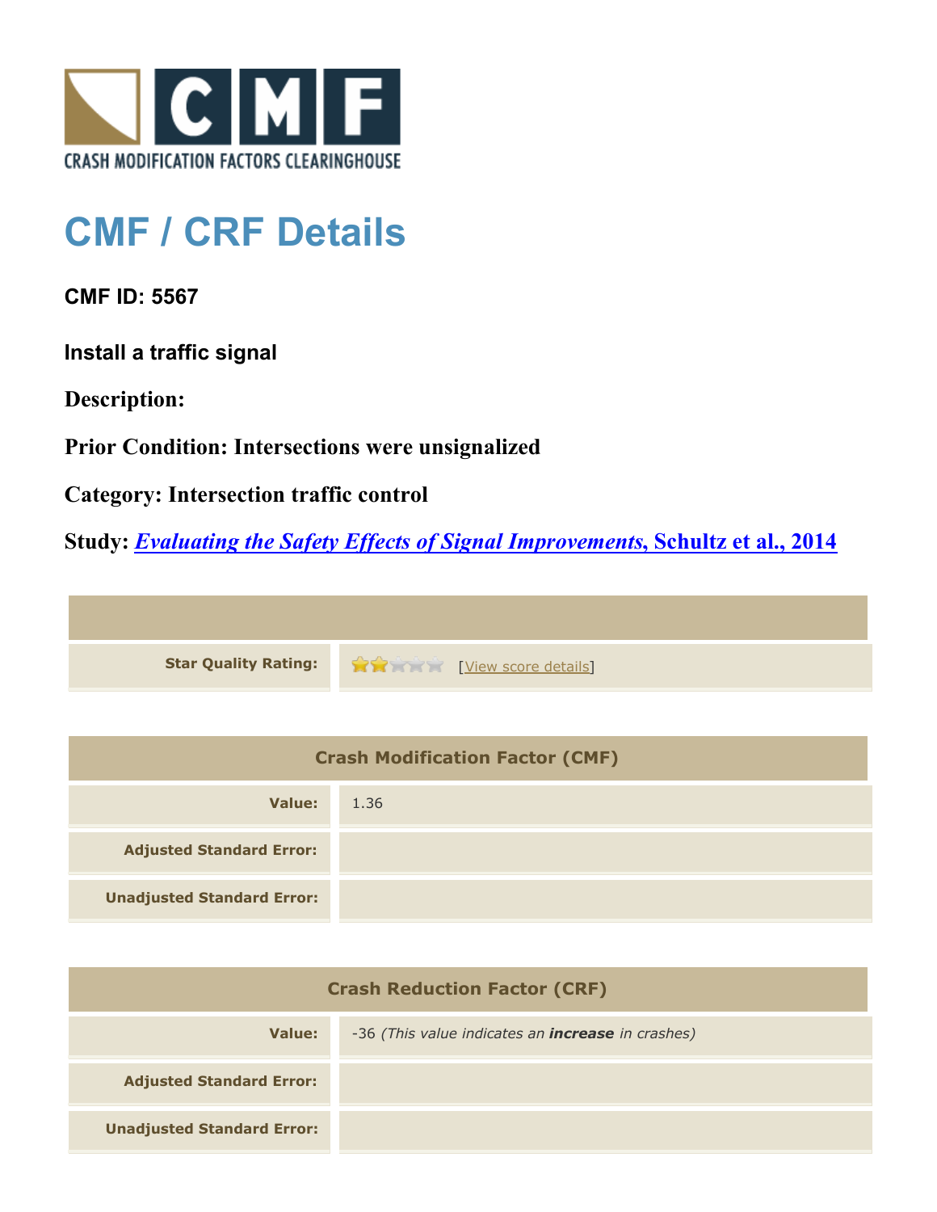CRASH MODIFICATION FACTORS CLEARINGHOUSE

# CMF / CRF Details

**CMF ID: 5567**

**Install a traffic signal**

**Description:**

**Prior Condition: Intersections were unsignalized**

**Category: Intersection traffic control**

**Study: *Evaluating the Safety Effects of Signal Improvements*, Schultz et al., 2014**

| | |
|---|---|
| **Star Quality Rating:** | ★★☆☆☆ [View score details] |

| Crash Modification Factor (CMF) | |
|---|---|
| **Value:** | 1.36 |
| **Adjusted Standard Error:** | |
| **Unadjusted Standard Error:** | |

| Crash Reduction Factor (CRF) | |
|---|---|
| **Value:** | -36 *(This value indicates an **increase** in crashes)* |
| **Adjusted Standard Error:** | |
| **Unadjusted Standard Error:** | |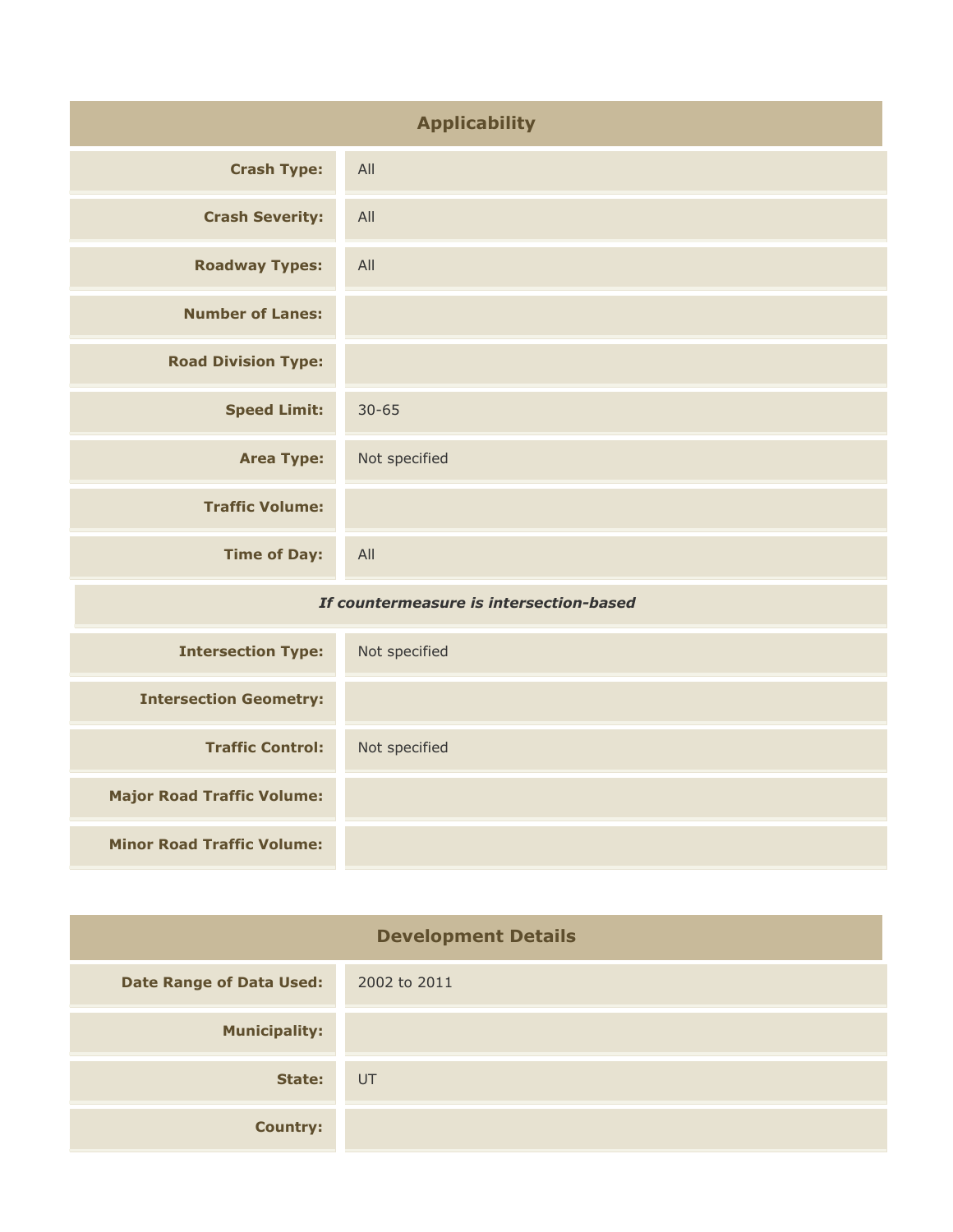## Applicability

| | |
|---|---|
| **Crash Type:** | All |
| **Crash Severity:** | All |
| **Roadway Types:** | All |
| **Number of Lanes:** | |
| **Road Division Type:** | |
| **Speed Limit:** | 30-65 |
| **Area Type:** | Not specified |
| **Traffic Volume:** | |
| **Time of Day:** | All |
| ***If countermeasure is intersection-based*** | |
| **Intersection Type:** | Not specified |
| **Intersection Geometry:** | |
| **Traffic Control:** | Not specified |
| **Major Road Traffic Volume:** | |
| **Minor Road Traffic Volume:** | |

## Development Details

| | |
|---|---|
| **Date Range of Data Used:** | 2002 to 2011 |
| **Municipality:** | |
| **State:** | UT |
| **Country:** | |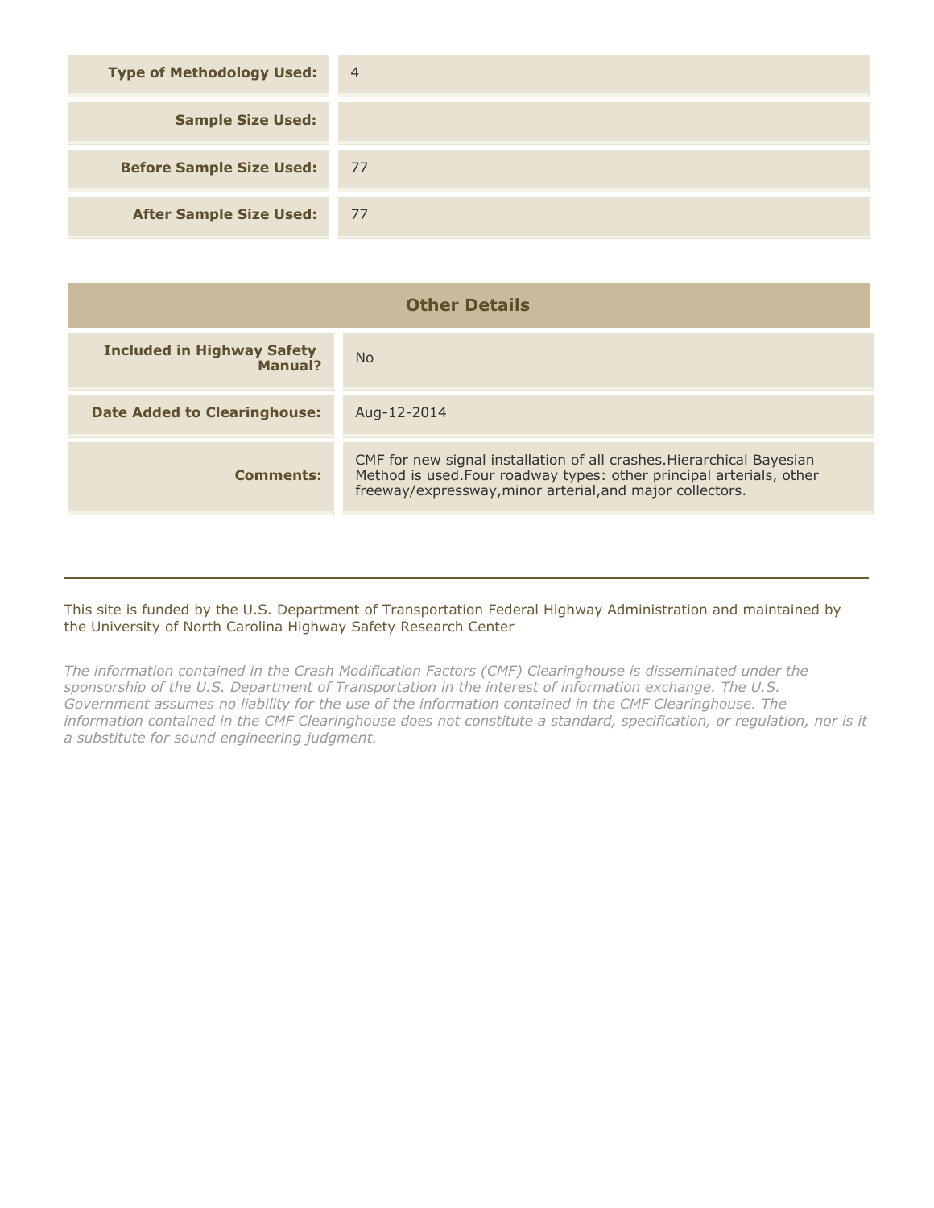| | |
|---|---|
| **Type of Methodology Used:** | 4 |
| **Sample Size Used:** | |
| **Before Sample Size Used:** | 77 |
| **After Sample Size Used:** | 77 |

## Other Details

| | |
|---|---|
| **Included in Highway Safety Manual?** | No |
| **Date Added to Clearinghouse:** | Aug-12-2014 |
| **Comments:** | CMF for new signal installation of all crashes.Hierarchical Bayesian Method is used.Four roadway types: other principal arterials, other freeway/expressway,minor arterial,and major collectors. |

---

This site is funded by the U.S. Department of Transportation Federal Highway Administration and maintained by the University of North Carolina Highway Safety Research Center

*The information contained in the Crash Modification Factors (CMF) Clearinghouse is disseminated under the sponsorship of the U.S. Department of Transportation in the interest of information exchange. The U.S. Government assumes no liability for the use of the information contained in the CMF Clearinghouse. The information contained in the CMF Clearinghouse does not constitute a standard, specification, or regulation, nor is it a substitute for sound engineering judgment.*